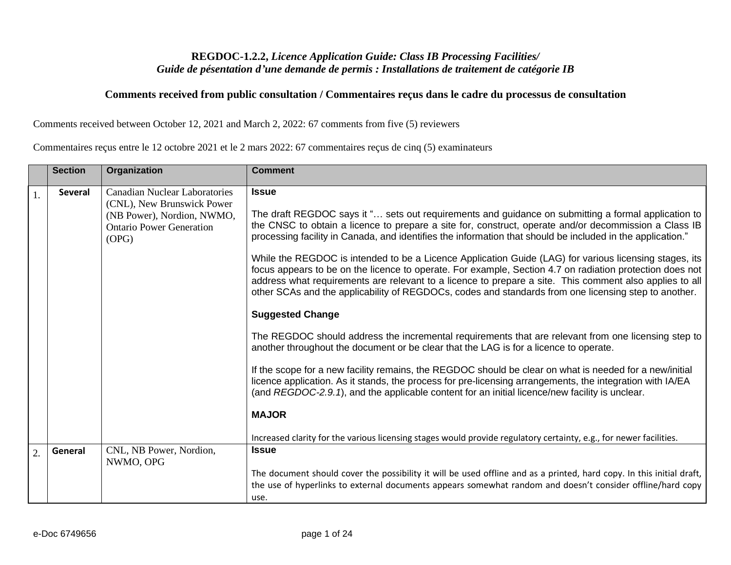**REGDOC-1.2.2,** ***Licence Application Guide: Class IB Processing Facilities/***
***Guide de pésentation d'une demande de permis : Installations de traitement de catégorie IB***

**Comments received from public consultation / Commentaires reçus dans le cadre du processus de consultation**

Comments received between October 12, 2021 and March 2, 2022: 67 comments from five (5) reviewers

Commentaires reçus entre le 12 octobre 2021 et le 2 mars 2022: 67 commentaires reçus de cinq (5) examinateurs

| | Section | Organization | Comment |
|---|---|---|---|
| 1. | **Several** | Canadian Nuclear Laboratories (CNL), New Brunswick Power (NB Power), Nordion, NWMO, Ontario Power Generation (OPG) | **Issue**<br><br>The draft REGDOC says it "… sets out requirements and guidance on submitting a formal application to the CNSC to obtain a licence to prepare a site for, construct, operate and/or decommission a Class IB processing facility in Canada, and identifies the information that should be included in the application."<br><br>While the REGDOC is intended to be a Licence Application Guide (LAG) for various licensing stages, its focus appears to be on the licence to operate. For example, Section 4.7 on radiation protection does not address what requirements are relevant to a licence to prepare a site. This comment also applies to all other SCAs and the applicability of REGDOCs, codes and standards from one licensing step to another.<br><br>**Suggested Change**<br><br>The REGDOC should address the incremental requirements that are relevant from one licensing step to another throughout the document or be clear that the LAG is for a licence to operate.<br><br>If the scope for a new facility remains, the REGDOC should be clear on what is needed for a new/initial licence application. As it stands, the process for pre-licensing arrangements, the integration with IA/EA (and *REGDOC-2.9.1*), and the applicable content for an initial licence/new facility is unclear.<br><br>**MAJOR**<br><br>Increased clarity for the various licensing stages would provide regulatory certainty, e.g., for newer facilities. |
| 2. | **General** | CNL, NB Power, Nordion, NWMO, OPG | **Issue**<br><br>The document should cover the possibility it will be used offline and as a printed, hard copy. In this initial draft, the use of hyperlinks to external documents appears somewhat random and doesn't consider offline/hard copy use. |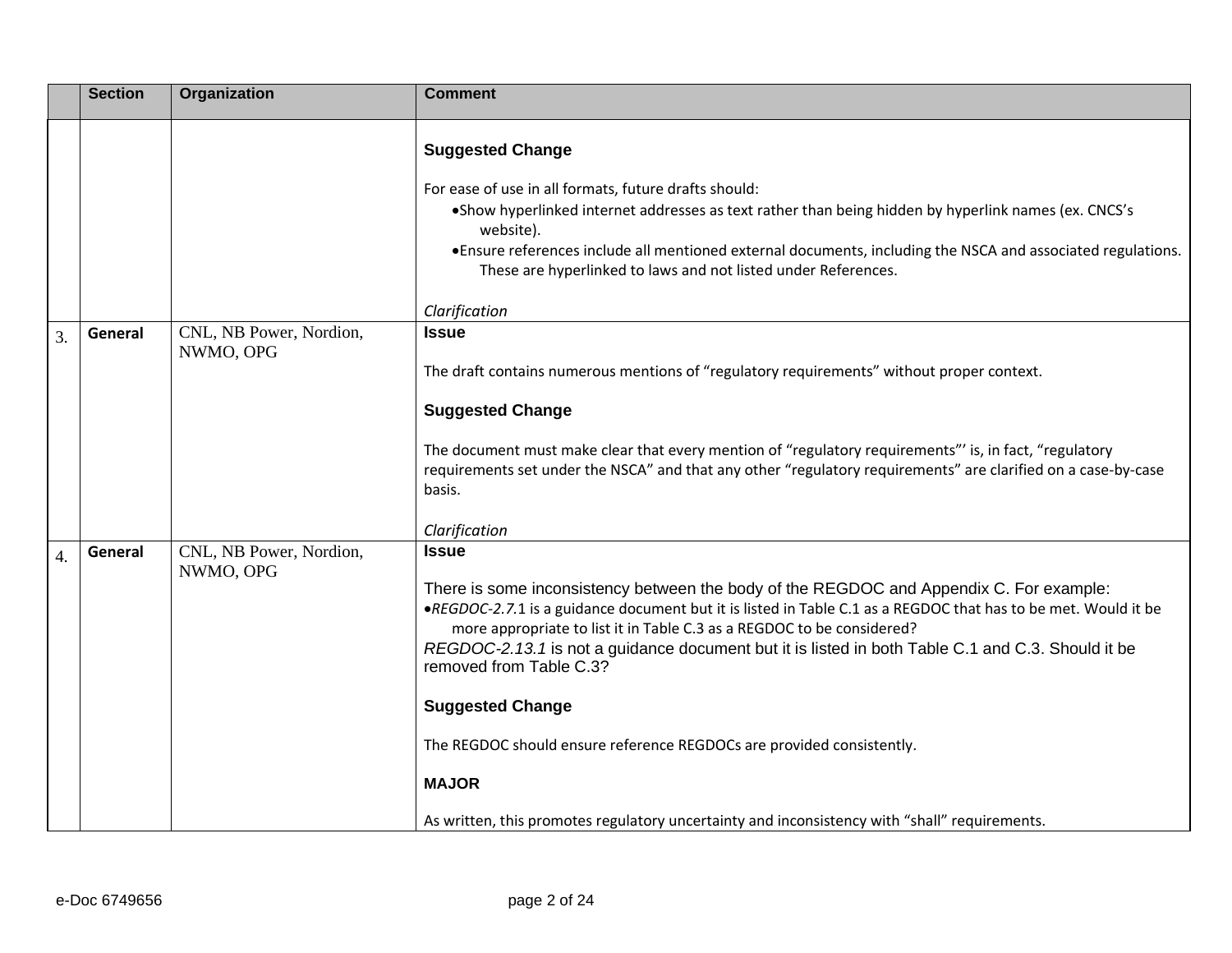| | Section | Organization | Comment |
|---|---|---|---|
| | | | **Suggested Change**<br><br>For ease of use in all formats, future drafts should:<br>• Show hyperlinked internet addresses as text rather than being hidden by hyperlink names (ex. CNCS's website).<br>• Ensure references include all mentioned external documents, including the NSCA and associated regulations. These are hyperlinked to laws and not listed under References.<br><br>*Clarification* |
| 3. | **General** | CNL, NB Power, Nordion, NWMO, OPG | **Issue**<br><br>The draft contains numerous mentions of "regulatory requirements" without proper context.<br><br>**Suggested Change**<br><br>The document must make clear that every mention of "regulatory requirements"' is, in fact, "regulatory requirements set under the NSCA" and that any other "regulatory requirements" are clarified on a case-by-case basis.<br><br>*Clarification* |
| 4. | **General** | CNL, NB Power, Nordion, NWMO, OPG | **Issue**<br><br>There is some inconsistency between the body of the REGDOC and Appendix C. For example:<br>• *REGDOC-2.7.*1 is a guidance document but it is listed in Table C.1 as a REGDOC that has to be met. Would it be more appropriate to list it in Table C.3 as a REGDOC to be considered?<br>*REGDOC-2.13.1* is not a guidance document but it is listed in both Table C.1 and C.3. Should it be removed from Table C.3?<br><br>**Suggested Change**<br><br>The REGDOC should ensure reference REGDOCs are provided consistently.<br><br>**MAJOR**<br><br>As written, this promotes regulatory uncertainty and inconsistency with "shall" requirements. |

e-Doc 6749656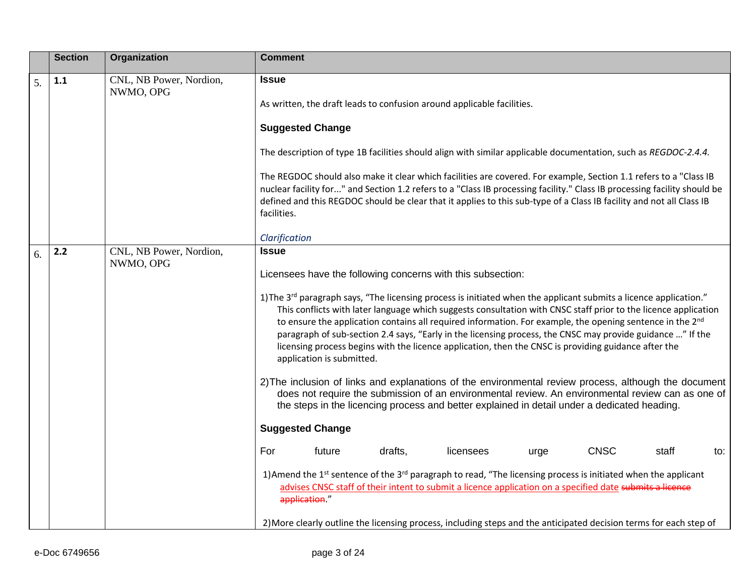| | Section | Organization | Comment |
|---|---|---|---|
| 5. | **1.1** | CNL, NB Power, Nordion, NWMO, OPG | **Issue**<br><br>As written, the draft leads to confusion around applicable facilities.<br><br>**Suggested Change**<br><br>The description of type 1B facilities should align with similar applicable documentation, such as *REGDOC-2.4.4.*<br><br>The REGDOC should also make it clear which facilities are covered. For example, Section 1.1 refers to a "Class IB nuclear facility for..." and Section 1.2 refers to a "Class IB processing facility." Class IB processing facility should be defined and this REGDOC should be clear that it applies to this sub-type of a Class IB facility and not all Class IB facilities.<br><br>*Clarification* |
| 6. | **2.2** | CNL, NB Power, Nordion, NWMO, OPG | **Issue**<br><br>Licensees have the following concerns with this subsection:<br><br>1) The 3rd paragraph says, "The licensing process is initiated when the applicant submits a licence application." This conflicts with later language which suggests consultation with CNSC staff prior to the licence application to ensure the application contains all required information. For example, the opening sentence in the 2nd paragraph of sub-section 2.4 says, "Early in the licensing process, the CNSC may provide guidance …" If the licensing process begins with the licence application, then the CNSC is providing guidance after the application is submitted.<br><br>2) The inclusion of links and explanations of the environmental review process, although the document does not require the submission of an environmental review. An environmental review can as one of the steps in the licencing process and better explained in detail under a dedicated heading.<br><br>**Suggested Change**<br><br>For future drafts, licensees urge CNSC staff to:<br><br>1) Amend the 1st sentence of the 3rd paragraph to read, "The licensing process is initiated when the applicant advises CNSC staff of their intent to submit a licence application on a specified date ~~submits a licence application~~."<br><br>2) More clearly outline the licensing process, including steps and the anticipated decision terms for each step of |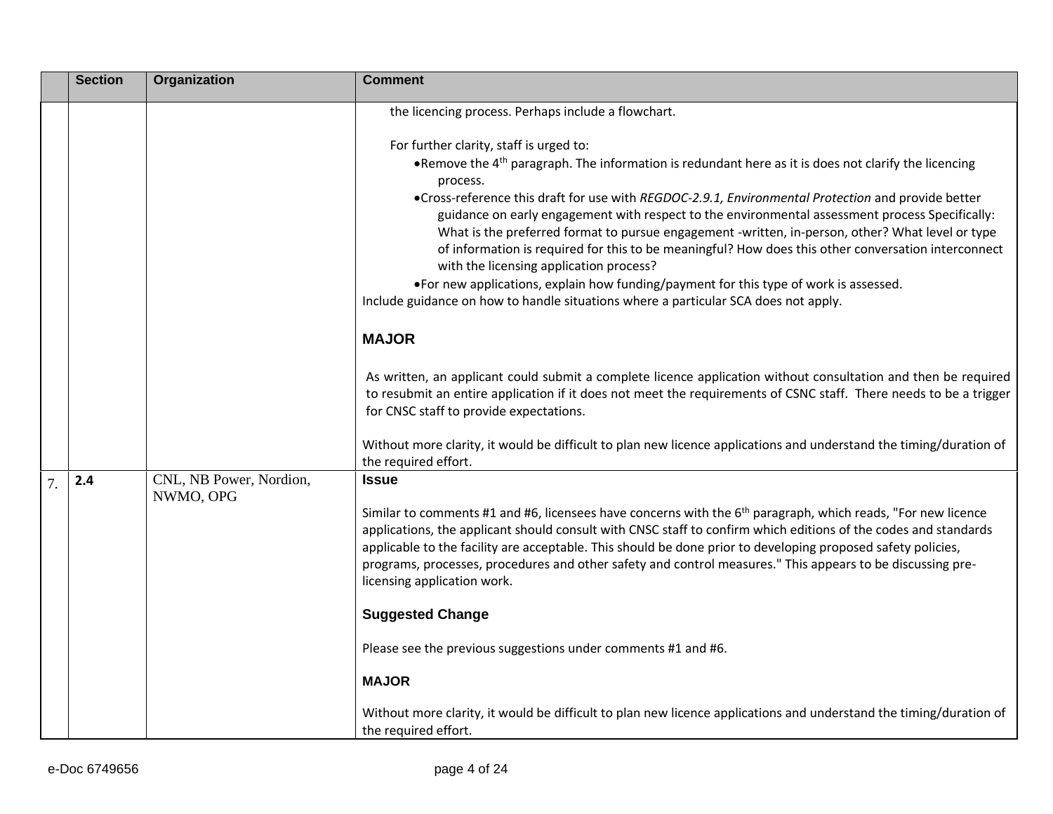|  | Section | Organization | Comment |
|---|---|---|---|
|  |  |  | the licencing process. Perhaps include a flowchart.<br><br>For further clarity, staff is urged to:<br>• Remove the 4th paragraph. The information is redundant here as it is does not clarify the licencing process.<br>• Cross-reference this draft for use with *REGDOC-2.9.1, Environmental Protection* and provide better guidance on early engagement with respect to the environmental assessment process Specifically: What is the preferred format to pursue engagement -written, in-person, other? What level or type of information is required for this to be meaningful? How does this other conversation interconnect with the licensing application process?<br>• For new applications, explain how funding/payment for this type of work is assessed.<br>Include guidance on how to handle situations where a particular SCA does not apply.<br><br>**MAJOR**<br><br>As written, an applicant could submit a complete licence application without consultation and then be required to resubmit an entire application if it does not meet the requirements of CSNC staff. There needs to be a trigger for CNSC staff to provide expectations.<br><br>Without more clarity, it would be difficult to plan new licence applications and understand the timing/duration of the required effort. |
| 7. | **2.4** | CNL, NB Power, Nordion, NWMO, OPG | **Issue**<br><br>Similar to comments #1 and #6, licensees have concerns with the 6th paragraph, which reads, "For new licence applications, the applicant should consult with CNSC staff to confirm which editions of the codes and standards applicable to the facility are acceptable. This should be done prior to developing proposed safety policies, programs, processes, procedures and other safety and control measures." This appears to be discussing pre-licensing application work.<br><br>**Suggested Change**<br><br>Please see the previous suggestions under comments #1 and #6.<br><br>**MAJOR**<br><br>Without more clarity, it would be difficult to plan new licence applications and understand the timing/duration of the required effort. |

e-Doc 6749656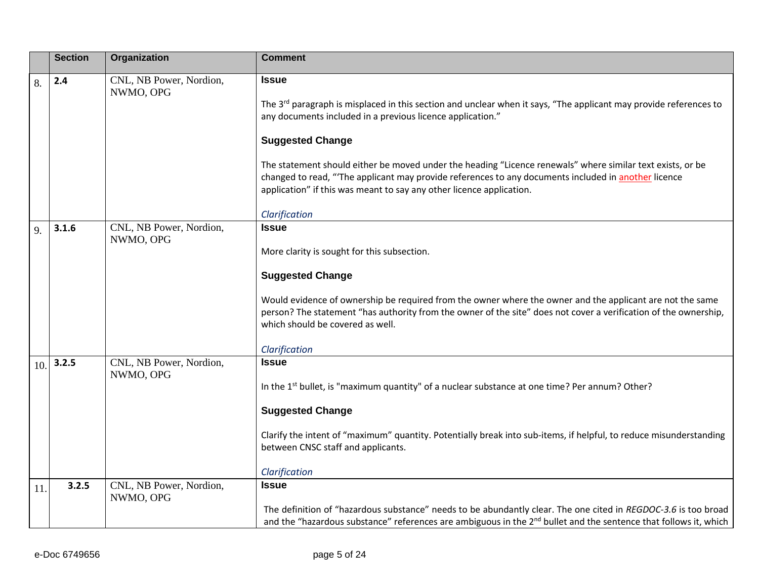| | Section | Organization | Comment |
|---|---|---|---|
| 8. | **2.4** | CNL, NB Power, Nordion, NWMO, OPG | **Issue**<br><br>The 3rd paragraph is misplaced in this section and unclear when it says, "The applicant may provide references to any documents included in a previous licence application."<br><br>**Suggested Change**<br><br>The statement should either be moved under the heading "Licence renewals" where similar text exists, or be changed to read, "'The applicant may provide references to any documents included in another licence application" if this was meant to say any other licence application.<br><br>*Clarification* |
| 9. | **3.1.6** | CNL, NB Power, Nordion, NWMO, OPG | **Issue**<br><br>More clarity is sought for this subsection.<br><br>**Suggested Change**<br><br>Would evidence of ownership be required from the owner where the owner and the applicant are not the same person? The statement "has authority from the owner of the site" does not cover a verification of the ownership, which should be covered as well.<br><br>*Clarification* |
| 10. | **3.2.5** | CNL, NB Power, Nordion, NWMO, OPG | **Issue**<br><br>In the 1st bullet, is "maximum quantity" of a nuclear substance at one time? Per annum? Other?<br><br>**Suggested Change**<br><br>Clarify the intent of "maximum" quantity. Potentially break into sub-items, if helpful, to reduce misunderstanding between CNSC staff and applicants.<br><br>*Clarification* |
| 11. | **3.2.5** | CNL, NB Power, Nordion, NWMO, OPG | **Issue**<br><br>The definition of "hazardous substance" needs to be abundantly clear. The one cited in *REGDOC-3.6* is too broad and the "hazardous substance" references are ambiguous in the 2nd bullet and the sentence that follows it, which |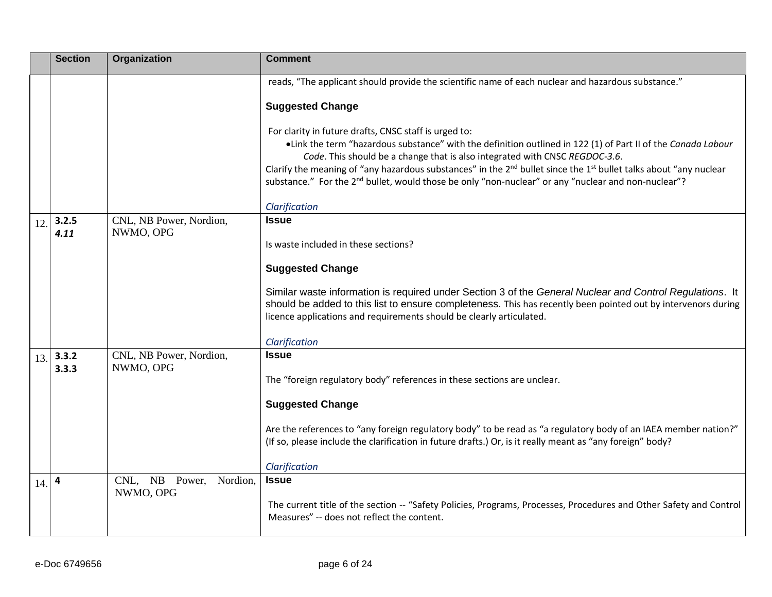| | Section | Organization | Comment |
|---|---|---|---|
| | | | reads, "The applicant should provide the scientific name of each nuclear and hazardous substance."<br><br>**Suggested Change**<br><br>For clarity in future drafts, CNSC staff is urged to:<br>• Link the term "hazardous substance" with the definition outlined in 122 (1) of Part II of the *Canada Labour Code*. This should be a change that is also integrated with CNSC *REGDOC-3.6*.<br>Clarify the meaning of "any hazardous substances" in the 2nd bullet since the 1st bullet talks about "any nuclear substance." For the 2nd bullet, would those be only "non-nuclear" or any "nuclear and non-nuclear"?<br><br>*Clarification* |
| 12. | **3.2.5**<br>***4.11*** | CNL, NB Power, Nordion, NWMO, OPG | **Issue**<br><br>Is waste included in these sections?<br><br>**Suggested Change**<br><br>Similar waste information is required under Section 3 of the *General Nuclear and Control Regulations*. It should be added to this list to ensure completeness. This has recently been pointed out by intervenors during licence applications and requirements should be clearly articulated.<br><br>*Clarification* |
| 13. | **3.3.2**<br>**3.3.3** | CNL, NB Power, Nordion, NWMO, OPG | **Issue**<br><br>The "foreign regulatory body" references in these sections are unclear.<br><br>**Suggested Change**<br><br>Are the references to "any foreign regulatory body" to be read as "a regulatory body of an IAEA member nation?" (If so, please include the clarification in future drafts.) Or, is it really meant as "any foreign" body?<br><br>*Clarification* |
| 14. | **4** | CNL, NB Power, Nordion, NWMO, OPG | **Issue**<br><br>The current title of the section -- "Safety Policies, Programs, Processes, Procedures and Other Safety and Control Measures" -- does not reflect the content. |

e-Doc 6749656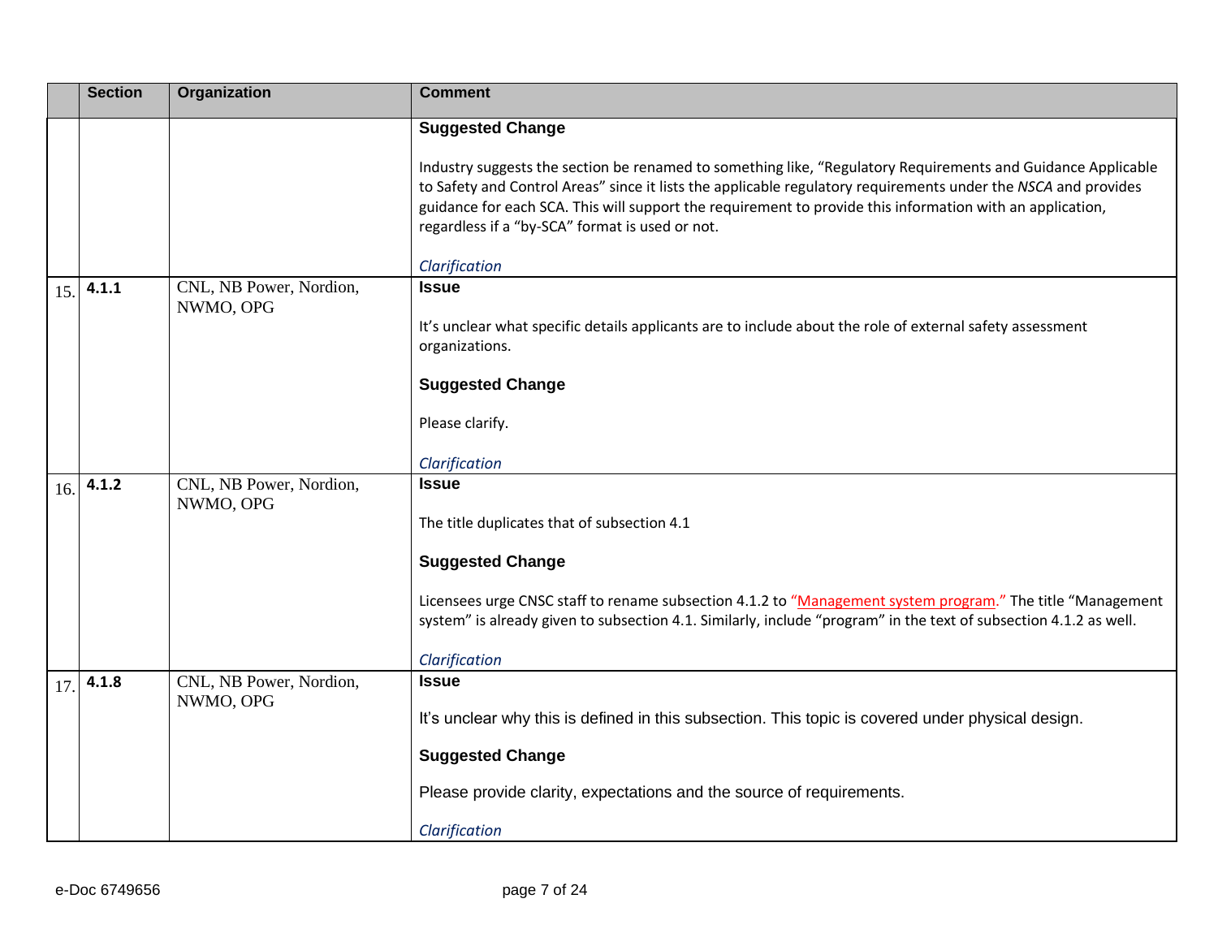| | Section | Organization | Comment |
|---|---|---|---|
| | | | **Suggested Change**<br><br>Industry suggests the section be renamed to something like, "Regulatory Requirements and Guidance Applicable to Safety and Control Areas" since it lists the applicable regulatory requirements under the *NSCA* and provides guidance for each SCA. This will support the requirement to provide this information with an application, regardless if a "by-SCA" format is used or not.<br><br>*Clarification* |
| 15. | **4.1.1** | CNL, NB Power, Nordion, NWMO, OPG | **Issue**<br><br>It's unclear what specific details applicants are to include about the role of external safety assessment organizations.<br><br>**Suggested Change**<br><br>Please clarify.<br><br>*Clarification* |
| 16. | **4.1.2** | CNL, NB Power, Nordion, NWMO, OPG | **Issue**<br><br>The title duplicates that of subsection 4.1<br><br>**Suggested Change**<br><br>Licensees urge CNSC staff to rename subsection 4.1.2 to "Management system program." The title "Management system" is already given to subsection 4.1. Similarly, include "program" in the text of subsection 4.1.2 as well.<br><br>*Clarification* |
| 17. | **4.1.8** | CNL, NB Power, Nordion, NWMO, OPG | **Issue**<br><br>It's unclear why this is defined in this subsection. This topic is covered under physical design.<br><br>**Suggested Change**<br><br>Please provide clarity, expectations and the source of requirements.<br><br>*Clarification* |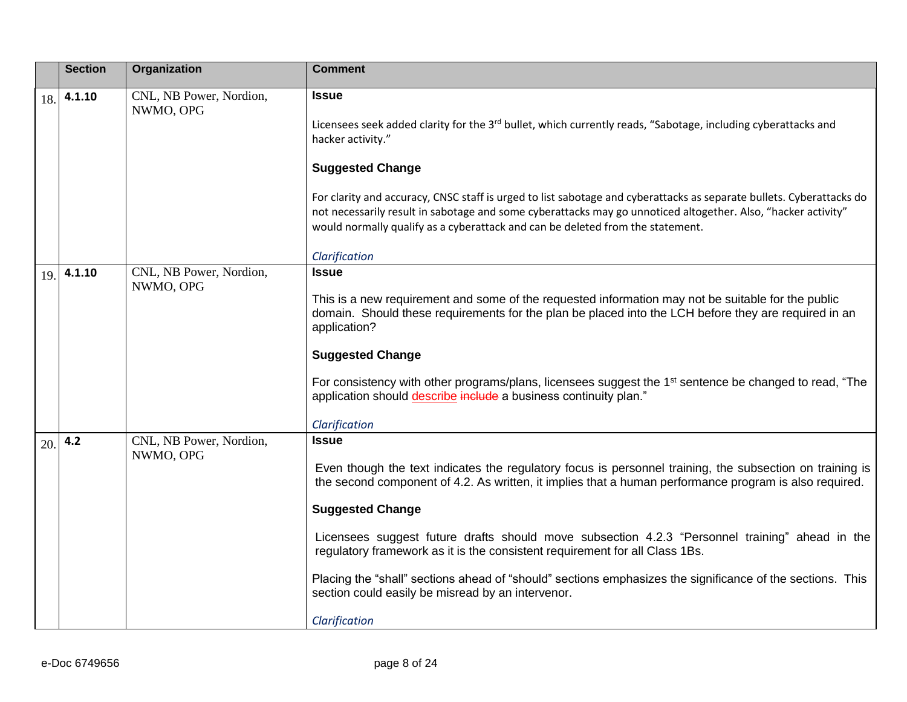| | Section | Organization | Comment |
|---|---|---|---|
| 18. | **4.1.10** | CNL, NB Power, Nordion, NWMO, OPG | **Issue**<br><br>Licensees seek added clarity for the 3rd bullet, which currently reads, "Sabotage, including cyberattacks and hacker activity."<br><br>**Suggested Change**<br><br>For clarity and accuracy, CNSC staff is urged to list sabotage and cyberattacks as separate bullets. Cyberattacks do not necessarily result in sabotage and some cyberattacks may go unnoticed altogether. Also, "hacker activity" would normally qualify as a cyberattack and can be deleted from the statement.<br><br>*Clarification* |
| 19. | **4.1.10** | CNL, NB Power, Nordion, NWMO, OPG | **Issue**<br><br>This is a new requirement and some of the requested information may not be suitable for the public domain. Should these requirements for the plan be placed into the LCH before they are required in an application?<br><br>**Suggested Change**<br><br>For consistency with other programs/plans, licensees suggest the 1st sentence be changed to read, "The application should describe ~~include~~ a business continuity plan."<br><br>*Clarification* |
| 20. | **4.2** | CNL, NB Power, Nordion, NWMO, OPG | **Issue**<br><br>Even though the text indicates the regulatory focus is personnel training, the subsection on training is the second component of 4.2. As written, it implies that a human performance program is also required.<br><br>**Suggested Change**<br><br>Licensees suggest future drafts should move subsection 4.2.3 "Personnel training" ahead in the regulatory framework as it is the consistent requirement for all Class 1Bs.<br><br>Placing the "shall" sections ahead of "should" sections emphasizes the significance of the sections. This section could easily be misread by an intervenor.<br><br>*Clarification* |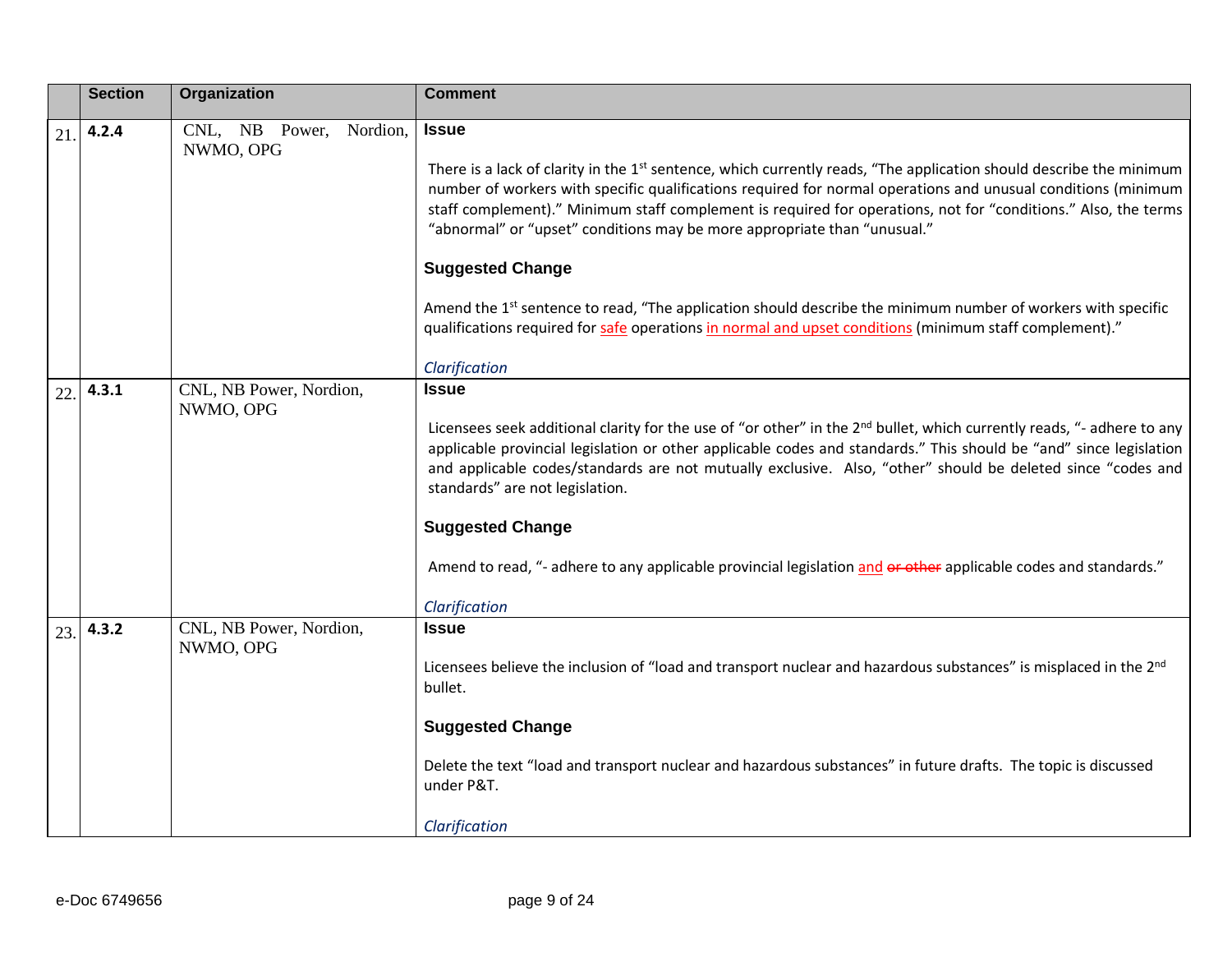| | Section | Organization | Comment |
|---|---|---|---|
| 21. | **4.2.4** | CNL, NB Power, Nordion, NWMO, OPG | **Issue**<br><br>There is a lack of clarity in the 1st sentence, which currently reads, "The application should describe the minimum number of workers with specific qualifications required for normal operations and unusual conditions (minimum staff complement)." Minimum staff complement is required for operations, not for "conditions." Also, the terms "abnormal" or "upset" conditions may be more appropriate than "unusual."<br><br>**Suggested Change**<br><br>Amend the 1st sentence to read, "The application should describe the minimum number of workers with specific qualifications required for safe operations in normal and upset conditions (minimum staff complement)."<br><br>*Clarification* |
| 22. | **4.3.1** | CNL, NB Power, Nordion, NWMO, OPG | **Issue**<br><br>Licensees seek additional clarity for the use of "or other" in the 2nd bullet, which currently reads, "- adhere to any applicable provincial legislation or other applicable codes and standards." This should be "and" since legislation and applicable codes/standards are not mutually exclusive. Also, "other" should be deleted since "codes and standards" are not legislation.<br><br>**Suggested Change**<br><br>Amend to read, "- adhere to any applicable provincial legislation and ~~or other~~ applicable codes and standards."<br><br>*Clarification* |
| 23. | **4.3.2** | CNL, NB Power, Nordion, NWMO, OPG | **Issue**<br><br>Licensees believe the inclusion of "load and transport nuclear and hazardous substances" is misplaced in the 2nd bullet.<br><br>**Suggested Change**<br><br>Delete the text "load and transport nuclear and hazardous substances" in future drafts. The topic is discussed under P&T.<br><br>*Clarification* |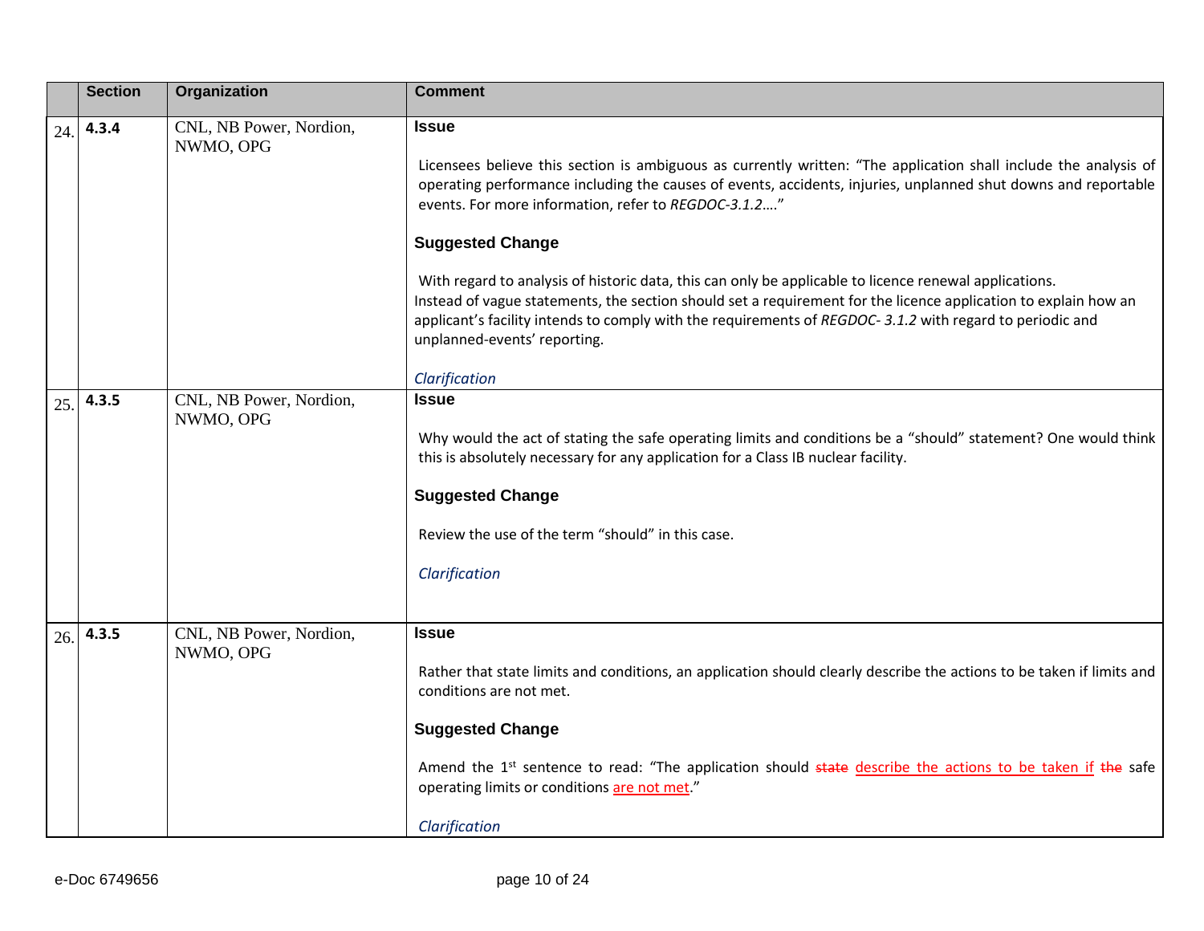| | Section | Organization | Comment |
|---|---|---|---|
| 24. | 4.3.4 | CNL, NB Power, Nordion, NWMO, OPG | **Issue**<br><br>Licensees believe this section is ambiguous as currently written: "The application shall include the analysis of operating performance including the causes of events, accidents, injuries, unplanned shut downs and reportable events. For more information, refer to *REGDOC-3.1.2*…."<br><br>**Suggested Change**<br><br>With regard to analysis of historic data, this can only be applicable to licence renewal applications.<br>Instead of vague statements, the section should set a requirement for the licence application to explain how an applicant's facility intends to comply with the requirements of *REGDOC- 3.1.2* with regard to periodic and unplanned-events' reporting.<br><br>*Clarification* |
| 25. | 4.3.5 | CNL, NB Power, Nordion, NWMO, OPG | **Issue**<br><br>Why would the act of stating the safe operating limits and conditions be a "should" statement? One would think this is absolutely necessary for any application for a Class IB nuclear facility.<br><br>**Suggested Change**<br><br>Review the use of the term "should" in this case.<br><br>*Clarification* |
| 26. | 4.3.5 | CNL, NB Power, Nordion, NWMO, OPG | **Issue**<br><br>Rather that state limits and conditions, an application should clearly describe the actions to be taken if limits and conditions are not met.<br><br>**Suggested Change**<br><br>Amend the 1st sentence to read: "The application should ~~state~~ describe the actions to be taken if ~~the~~ safe operating limits or conditions are not met."<br><br>*Clarification* |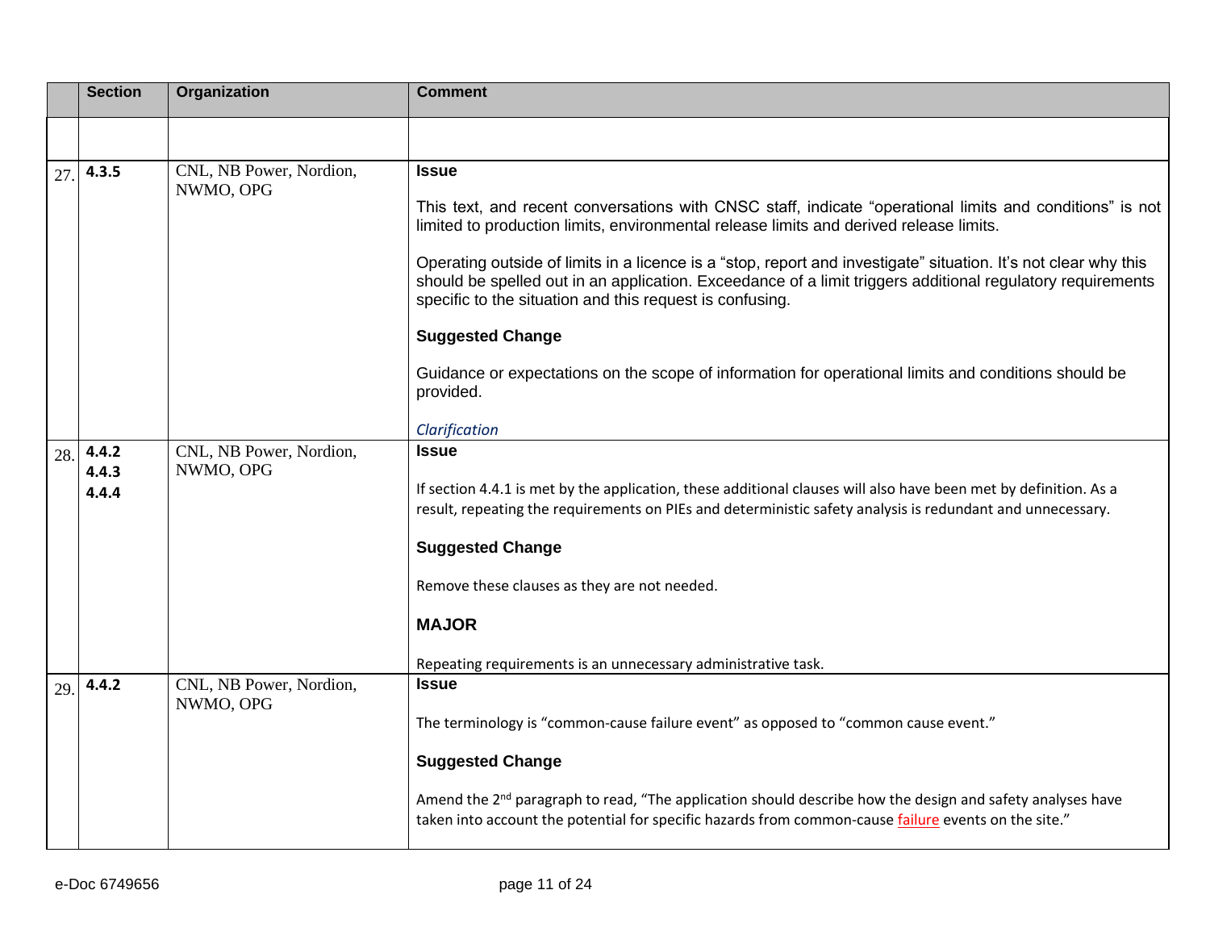| | Section | Organization | Comment |
|---|---|---|---|
| | | | |
| 27. | 4.3.5 | CNL, NB Power, Nordion, NWMO, OPG | **Issue**<br><br>This text, and recent conversations with CNSC staff, indicate "operational limits and conditions" is not limited to production limits, environmental release limits and derived release limits.<br><br>Operating outside of limits in a licence is a "stop, report and investigate" situation. It's not clear why this should be spelled out in an application. Exceedance of a limit triggers additional regulatory requirements specific to the situation and this request is confusing.<br><br>**Suggested Change**<br><br>Guidance or expectations on the scope of information for operational limits and conditions should be provided.<br><br>*Clarification* |
| 28. | 4.4.2<br>4.4.3<br>4.4.4 | CNL, NB Power, Nordion, NWMO, OPG | **Issue**<br><br>If section 4.4.1 is met by the application, these additional clauses will also have been met by definition. As a result, repeating the requirements on PIEs and deterministic safety analysis is redundant and unnecessary.<br><br>**Suggested Change**<br><br>Remove these clauses as they are not needed.<br><br>**MAJOR**<br><br>Repeating requirements is an unnecessary administrative task. |
| 29. | 4.4.2 | CNL, NB Power, Nordion, NWMO, OPG | **Issue**<br><br>The terminology is "common-cause failure event" as opposed to "common cause event."<br><br>**Suggested Change**<br><br>Amend the 2nd paragraph to read, "The application should describe how the design and safety analyses have taken into account the potential for specific hazards from common-cause failure events on the site." |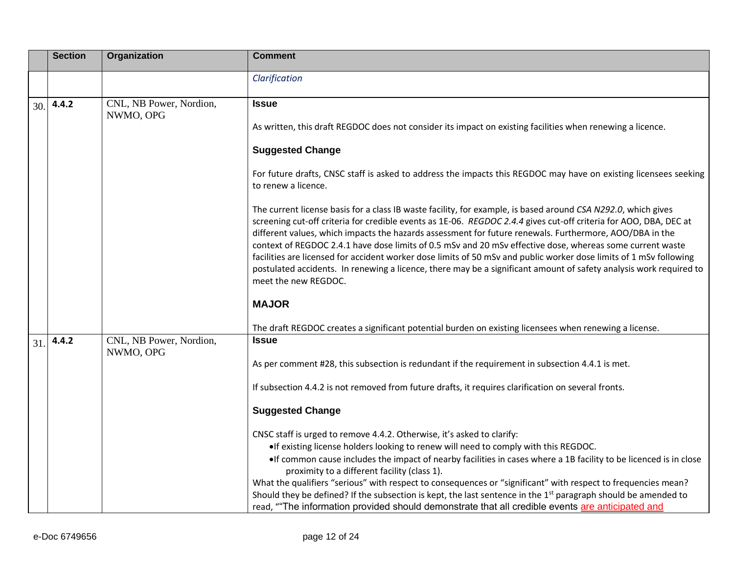|  | Section | Organization | Comment |
|---|---|---|---|
|  |  |  | *Clarification* |
| 30. | **4.4.2** | CNL, NB Power, Nordion, NWMO, OPG | **Issue**<br><br>As written, this draft REGDOC does not consider its impact on existing facilities when renewing a licence.<br><br>**Suggested Change**<br><br>For future drafts, CNSC staff is asked to address the impacts this REGDOC may have on existing licensees seeking to renew a licence.<br><br>The current license basis for a class IB waste facility, for example, is based around *CSA N292.0*, which gives screening cut-off criteria for credible events as 1E-06. *REGDOC 2.4.4* gives cut-off criteria for AOO, DBA, DEC at different values, which impacts the hazards assessment for future renewals. Furthermore, AOO/DBA in the context of REGDOC 2.4.1 have dose limits of 0.5 mSv and 20 mSv effective dose, whereas some current waste facilities are licensed for accident worker dose limits of 50 mSv and public worker dose limits of 1 mSv following postulated accidents. In renewing a licence, there may be a significant amount of safety analysis work required to meet the new REGDOC.<br><br>**MAJOR**<br><br>The draft REGDOC creates a significant potential burden on existing licensees when renewing a license. |
| 31. | **4.4.2** | CNL, NB Power, Nordion, NWMO, OPG | **Issue**<br><br>As per comment #28, this subsection is redundant if the requirement in subsection 4.4.1 is met.<br><br>If subsection 4.4.2 is not removed from future drafts, it requires clarification on several fronts.<br><br>**Suggested Change**<br><br>CNSC staff is urged to remove 4.4.2. Otherwise, it's asked to clarify:<br>• If existing license holders looking to renew will need to comply with this REGDOC.<br>• If common cause includes the impact of nearby facilities in cases where a 1B facility to be licenced is in close proximity to a different facility (class 1).<br>What the qualifiers "serious" with respect to consequences or "significant" with respect to frequencies mean? Should they be defined? If the subsection is kept, the last sentence in the 1st paragraph should be amended to read, ""The information provided should demonstrate that all credible events <u>are anticipated and</u> |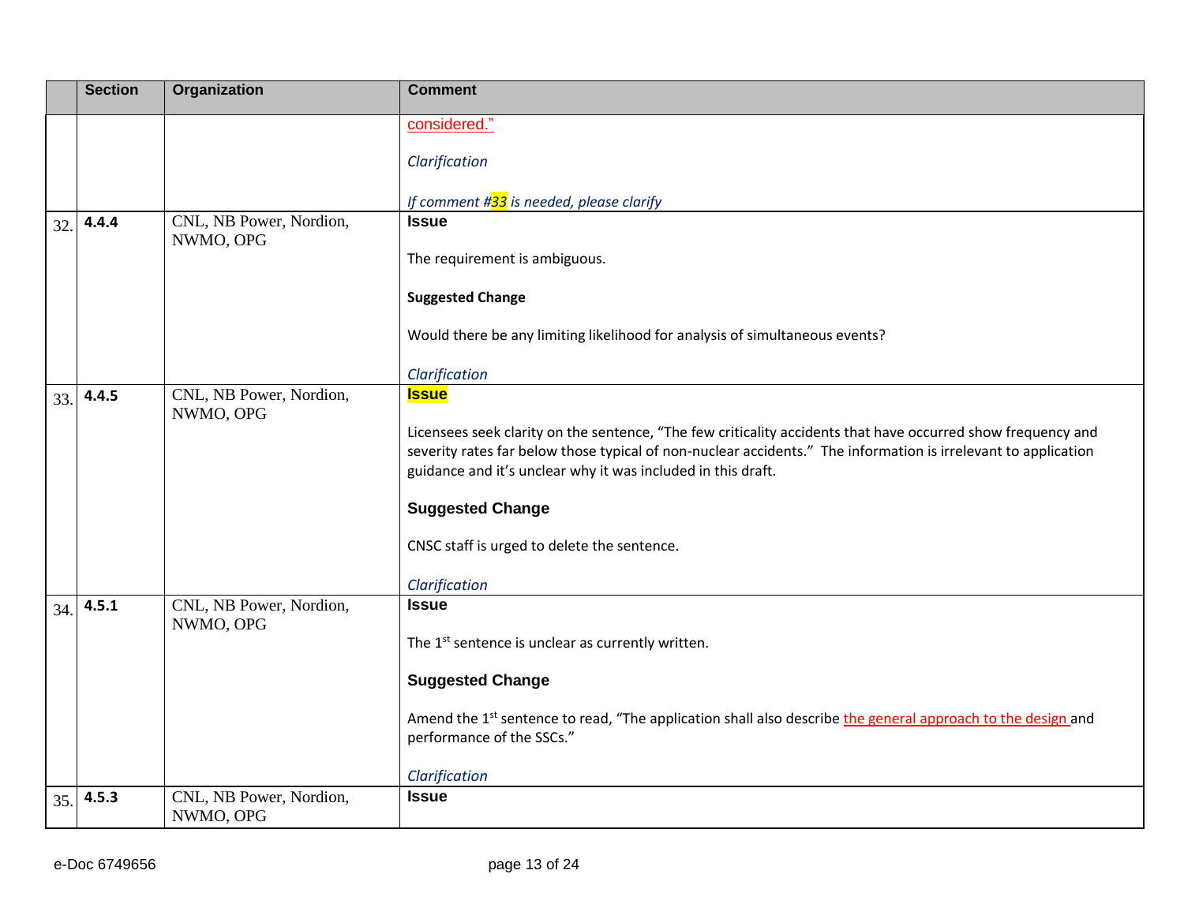| | Section | Organization | Comment |
|---|---|---|---|
| | | | considered.”<br><br>*Clarification*<br><br>*If comment #33 is needed, please clarify* |
| 32. | **4.4.4** | CNL, NB Power, Nordion, NWMO, OPG | **Issue**<br><br>The requirement is ambiguous.<br><br>**Suggested Change**<br><br>Would there be any limiting likelihood for analysis of simultaneous events?<br><br>*Clarification* |
| 33. | **4.4.5** | CNL, NB Power, Nordion, NWMO, OPG | **Issue**<br><br>Licensees seek clarity on the sentence, “The few criticality accidents that have occurred show frequency and severity rates far below those typical of non-nuclear accidents.” The information is irrelevant to application guidance and it’s unclear why it was included in this draft.<br><br>**Suggested Change**<br><br>CNSC staff is urged to delete the sentence.<br><br>*Clarification* |
| 34. | **4.5.1** | CNL, NB Power, Nordion, NWMO, OPG | **Issue**<br><br>The 1st sentence is unclear as currently written.<br><br>**Suggested Change**<br><br>Amend the 1st sentence to read, “The application shall also describe the general approach to the design and performance of the SSCs.”<br><br>*Clarification* |
| 35. | **4.5.3** | CNL, NB Power, Nordion, NWMO, OPG | **Issue** |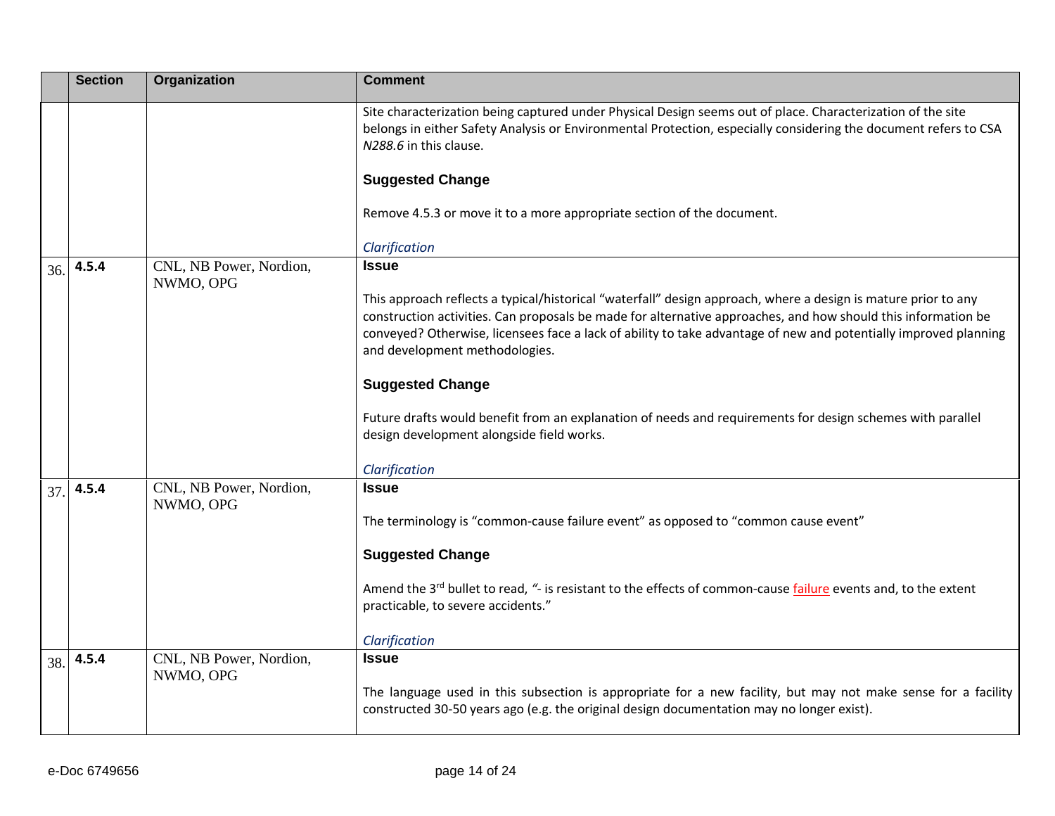| | Section | Organization | Comment |
|---|---|---|---|
| | | | Site characterization being captured under Physical Design seems out of place. Characterization of the site belongs in either Safety Analysis or Environmental Protection, especially considering the document refers to CSA *N288.6* in this clause.<br><br>**Suggested Change**<br><br>Remove 4.5.3 or move it to a more appropriate section of the document.<br><br>*Clarification* |
| 36. | **4.5.4** | CNL, NB Power, Nordion, NWMO, OPG | **Issue**<br><br>This approach reflects a typical/historical "waterfall" design approach, where a design is mature prior to any construction activities. Can proposals be made for alternative approaches, and how should this information be conveyed? Otherwise, licensees face a lack of ability to take advantage of new and potentially improved planning and development methodologies.<br><br>**Suggested Change**<br><br>Future drafts would benefit from an explanation of needs and requirements for design schemes with parallel design development alongside field works.<br><br>*Clarification* |
| 37. | **4.5.4** | CNL, NB Power, Nordion, NWMO, OPG | **Issue**<br><br>The terminology is "common-cause failure event" as opposed to "common cause event"<br><br>**Suggested Change**<br><br>Amend the 3rd bullet to read, "- is resistant to the effects of common-cause failure events and, to the extent practicable, to severe accidents."<br><br>*Clarification* |
| 38. | **4.5.4** | CNL, NB Power, Nordion, NWMO, OPG | **Issue**<br><br>The language used in this subsection is appropriate for a new facility, but may not make sense for a facility constructed 30-50 years ago (e.g. the original design documentation may no longer exist). |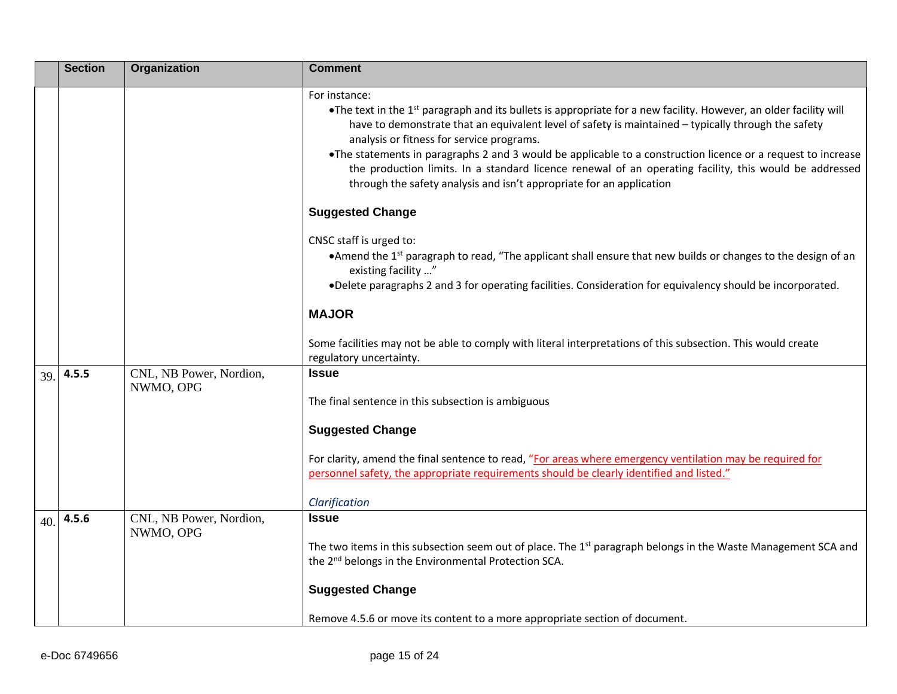| | Section | Organization | Comment |
|---|---|---|---|
| | | | For instance:<br>• The text in the 1st paragraph and its bullets is appropriate for a new facility. However, an older facility will have to demonstrate that an equivalent level of safety is maintained – typically through the safety analysis or fitness for service programs.<br>• The statements in paragraphs 2 and 3 would be applicable to a construction licence or a request to increase the production limits. In a standard licence renewal of an operating facility, this would be addressed through the safety analysis and isn't appropriate for an application<br><br>**Suggested Change**<br><br>CNSC staff is urged to:<br>• Amend the 1st paragraph to read, "The applicant shall ensure that new builds or changes to the design of an existing facility …"<br>• Delete paragraphs 2 and 3 for operating facilities. Consideration for equivalency should be incorporated.<br><br>**MAJOR**<br><br>Some facilities may not be able to comply with literal interpretations of this subsection. This would create regulatory uncertainty. |
| 39. | **4.5.5** | CNL, NB Power, Nordion, NWMO, OPG | **Issue**<br><br>The final sentence in this subsection is ambiguous<br><br>**Suggested Change**<br><br>For clarity, amend the final sentence to read, "For areas where emergency ventilation may be required for personnel safety, the appropriate requirements should be clearly identified and listed."<br><br>*Clarification* |
| 40. | **4.5.6** | CNL, NB Power, Nordion, NWMO, OPG | **Issue**<br><br>The two items in this subsection seem out of place. The 1st paragraph belongs in the Waste Management SCA and the 2nd belongs in the Environmental Protection SCA.<br><br>**Suggested Change**<br><br>Remove 4.5.6 or move its content to a more appropriate section of document. |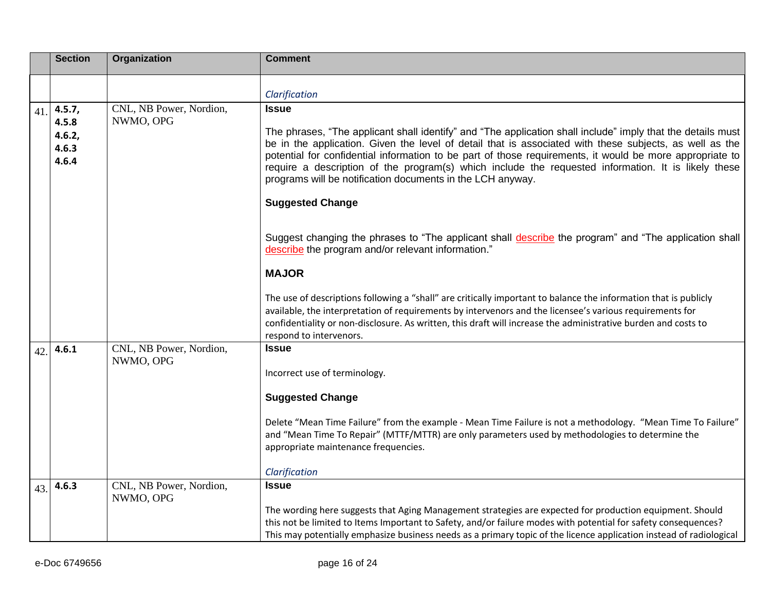| | Section | Organization | Comment |
|---|---|---|---|
| | | | *Clarification* |
| 41. | **4.5.7, 4.5.8 4.6.2, 4.6.3 4.6.4** | CNL, NB Power, Nordion, NWMO, OPG | **Issue**<br><br>The phrases, "The applicant shall identify" and "The application shall include" imply that the details must be in the application. Given the level of detail that is associated with these subjects, as well as the potential for confidential information to be part of those requirements, it would be more appropriate to require a description of the program(s) which include the requested information. It is likely these programs will be notification documents in the LCH anyway.<br><br>**Suggested Change**<br><br>Suggest changing the phrases to "The applicant shall describe the program" and "The application shall describe the program and/or relevant information."<br><br>**MAJOR**<br><br>The use of descriptions following a "shall" are critically important to balance the information that is publicly available, the interpretation of requirements by intervenors and the licensee's various requirements for confidentiality or non-disclosure. As written, this draft will increase the administrative burden and costs to respond to intervenors. |
| 42. | **4.6.1** | CNL, NB Power, Nordion, NWMO, OPG | **Issue**<br><br>Incorrect use of terminology.<br><br>**Suggested Change**<br><br>Delete "Mean Time Failure" from the example - Mean Time Failure is not a methodology. "Mean Time To Failure" and "Mean Time To Repair" (MTTF/MTTR) are only parameters used by methodologies to determine the appropriate maintenance frequencies.<br><br>*Clarification* |
| 43. | **4.6.3** | CNL, NB Power, Nordion, NWMO, OPG | **Issue**<br><br>The wording here suggests that Aging Management strategies are expected for production equipment. Should this not be limited to Items Important to Safety, and/or failure modes with potential for safety consequences? This may potentially emphasize business needs as a primary topic of the licence application instead of radiological |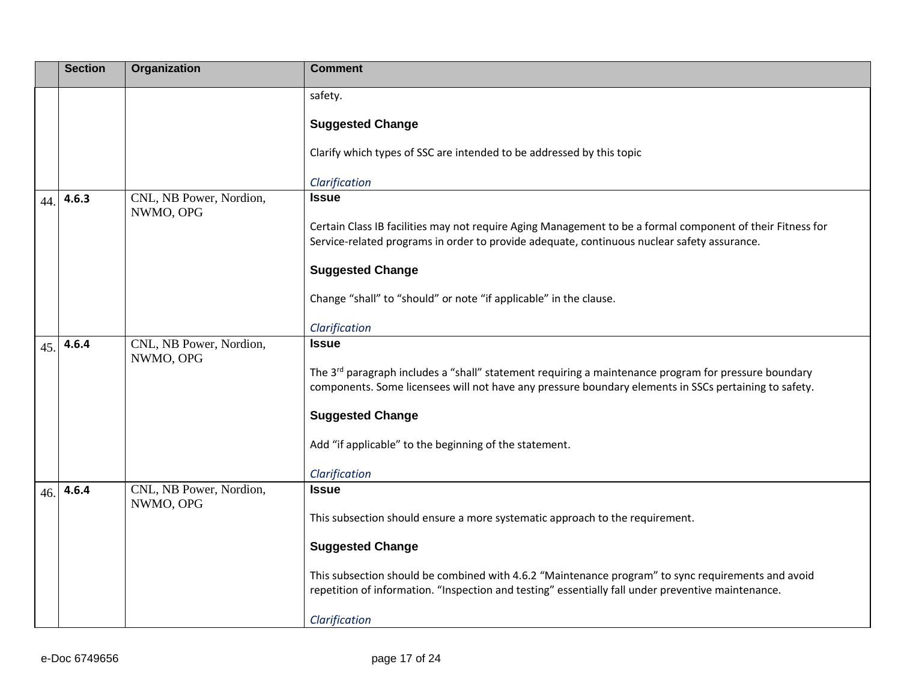| | Section | Organization | Comment |
|---|---|---|---|
| | | | safety.<br><br>**Suggested Change**<br><br>Clarify which types of SSC are intended to be addressed by this topic<br><br>*Clarification* |
| 44. | **4.6.3** | CNL, NB Power, Nordion, NWMO, OPG | **Issue**<br><br>Certain Class IB facilities may not require Aging Management to be a formal component of their Fitness for Service-related programs in order to provide adequate, continuous nuclear safety assurance.<br><br>**Suggested Change**<br><br>Change “shall” to “should” or note “if applicable” in the clause.<br><br>*Clarification* |
| 45. | **4.6.4** | CNL, NB Power, Nordion, NWMO, OPG | **Issue**<br><br>The 3rd paragraph includes a “shall” statement requiring a maintenance program for pressure boundary components. Some licensees will not have any pressure boundary elements in SSCs pertaining to safety.<br><br>**Suggested Change**<br><br>Add “if applicable” to the beginning of the statement.<br><br>*Clarification* |
| 46. | **4.6.4** | CNL, NB Power, Nordion, NWMO, OPG | **Issue**<br><br>This subsection should ensure a more systematic approach to the requirement.<br><br>**Suggested Change**<br><br>This subsection should be combined with 4.6.2 “Maintenance program” to sync requirements and avoid repetition of information. “Inspection and testing” essentially fall under preventive maintenance.<br><br>*Clarification* |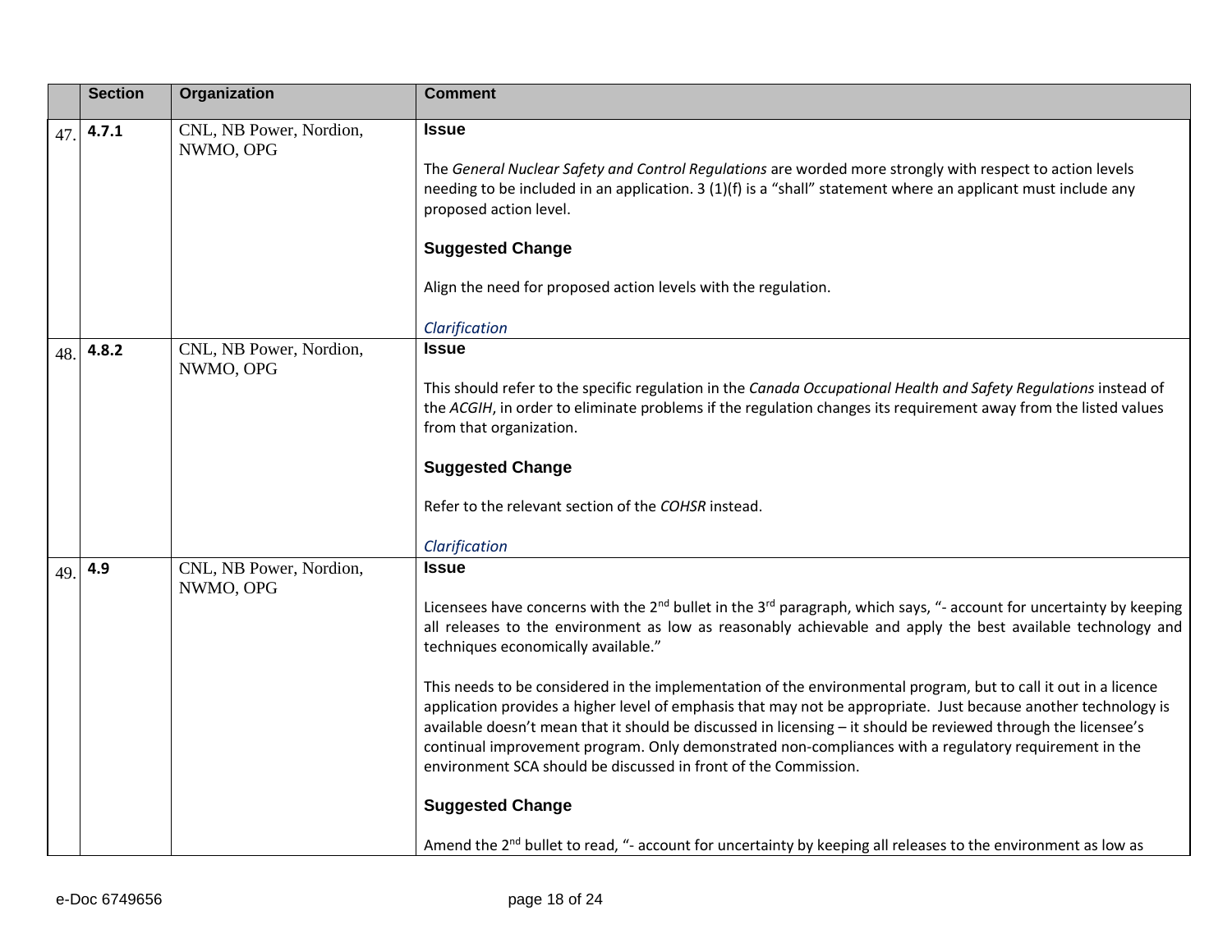| | Section | Organization | Comment |
|---|---|---|---|
| 47. | **4.7.1** | CNL, NB Power, Nordion, NWMO, OPG | **Issue**<br><br>The *General Nuclear Safety and Control Regulations* are worded more strongly with respect to action levels needing to be included in an application. 3 (1)(f) is a "shall" statement where an applicant must include any proposed action level.<br><br>**Suggested Change**<br><br>Align the need for proposed action levels with the regulation.<br><br>*Clarification* |
| 48. | **4.8.2** | CNL, NB Power, Nordion, NWMO, OPG | **Issue**<br><br>This should refer to the specific regulation in the *Canada Occupational Health and Safety Regulations* instead of the *ACGIH*, in order to eliminate problems if the regulation changes its requirement away from the listed values from that organization.<br><br>**Suggested Change**<br><br>Refer to the relevant section of the *COHSR* instead.<br><br>*Clarification* |
| 49. | **4.9** | CNL, NB Power, Nordion, NWMO, OPG | **Issue**<br><br>Licensees have concerns with the 2nd bullet in the 3rd paragraph, which says, "- account for uncertainty by keeping all releases to the environment as low as reasonably achievable and apply the best available technology and techniques economically available."<br><br>This needs to be considered in the implementation of the environmental program, but to call it out in a licence application provides a higher level of emphasis that may not be appropriate. Just because another technology is available doesn't mean that it should be discussed in licensing – it should be reviewed through the licensee's continual improvement program. Only demonstrated non-compliances with a regulatory requirement in the environment SCA should be discussed in front of the Commission.<br><br>**Suggested Change**<br><br>Amend the 2nd bullet to read, "- account for uncertainty by keeping all releases to the environment as low as |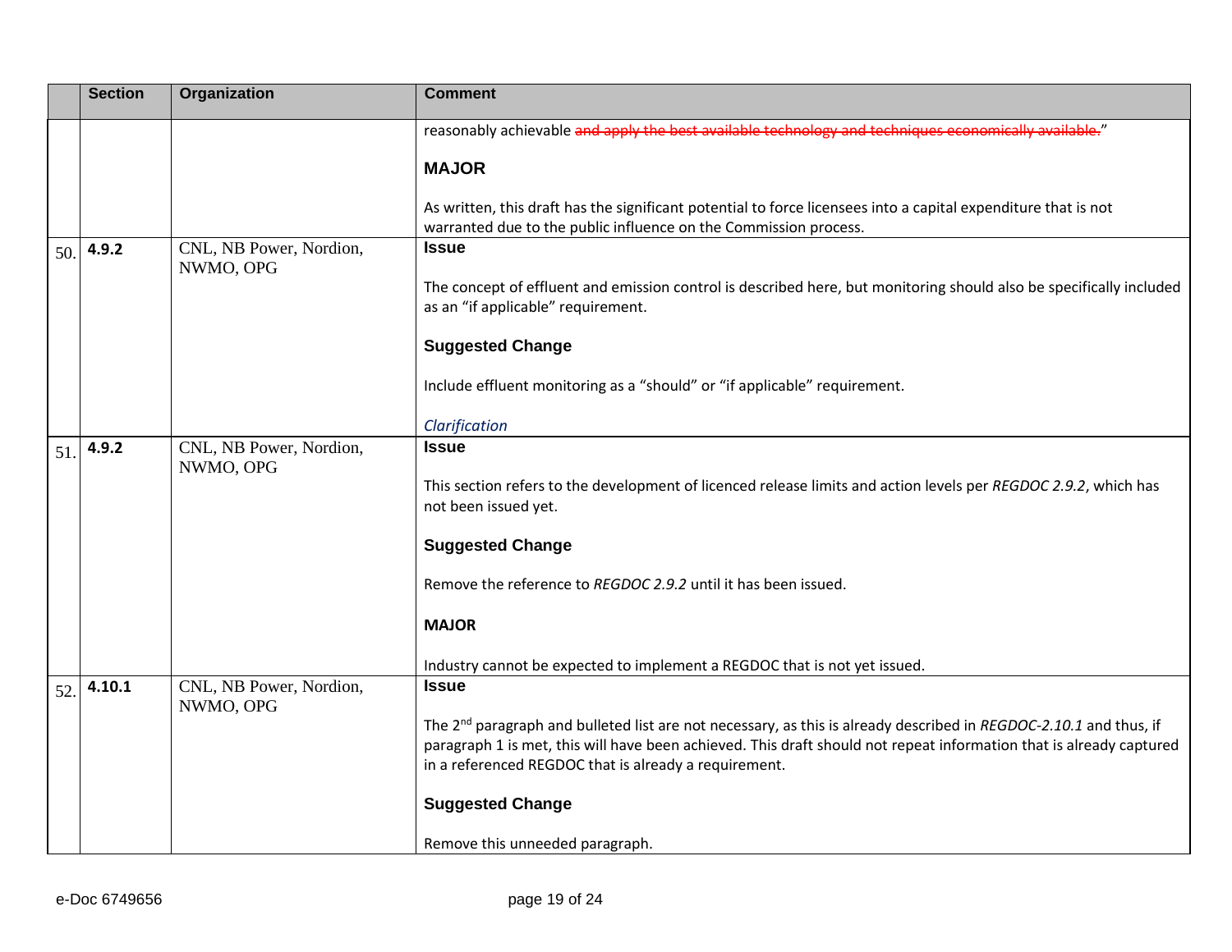| | Section | Organization | Comment |
|---|---|---|---|
| | | | reasonably achievable ~~and apply the best available technology and techniques economically available.~~"<br><br>**MAJOR**<br><br>As written, this draft has the significant potential to force licensees into a capital expenditure that is not warranted due to the public influence on the Commission process. |
| 50. | **4.9.2** | CNL, NB Power, Nordion, NWMO, OPG | **Issue**<br><br>The concept of effluent and emission control is described here, but monitoring should also be specifically included as an "if applicable" requirement.<br><br>**Suggested Change**<br><br>Include effluent monitoring as a "should" or "if applicable" requirement.<br><br>*Clarification* |
| 51. | **4.9.2** | CNL, NB Power, Nordion, NWMO, OPG | **Issue**<br><br>This section refers to the development of licenced release limits and action levels per *REGDOC 2.9.2*, which has not been issued yet.<br><br>**Suggested Change**<br><br>Remove the reference to *REGDOC 2.9.2* until it has been issued.<br><br>**MAJOR**<br><br>Industry cannot be expected to implement a REGDOC that is not yet issued. |
| 52. | **4.10.1** | CNL, NB Power, Nordion, NWMO, OPG | **Issue**<br><br>The 2nd paragraph and bulleted list are not necessary, as this is already described in *REGDOC-2.10.1* and thus, if paragraph 1 is met, this will have been achieved. This draft should not repeat information that is already captured in a referenced REGDOC that is already a requirement.<br><br>**Suggested Change**<br><br>Remove this unneeded paragraph. |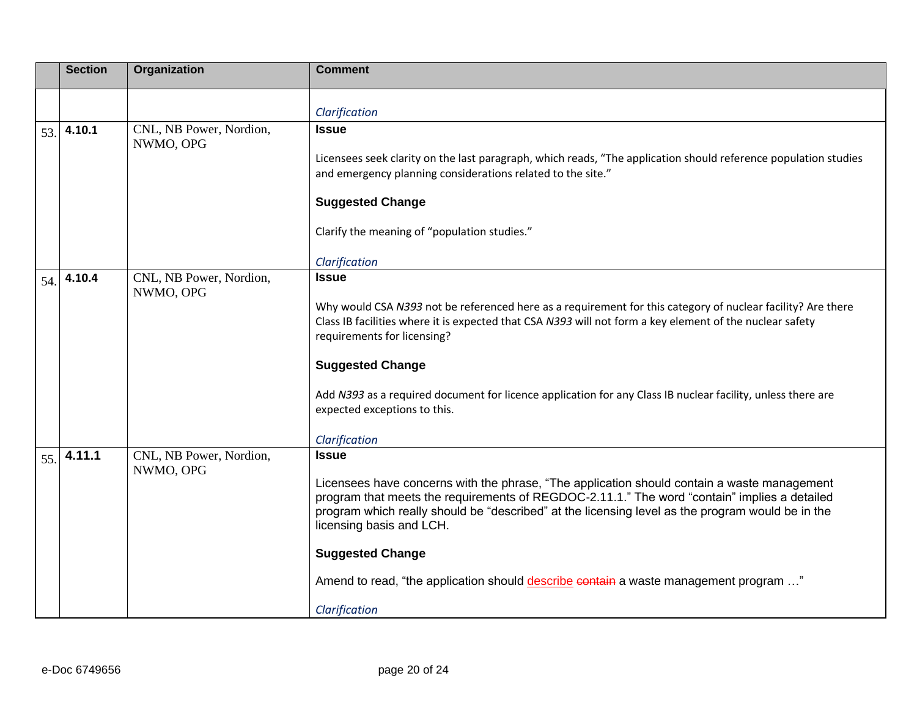|  | Section | Organization | Comment |
|---|---|---|---|
|  |  |  | *Clarification* |
| 53. | **4.10.1** | CNL, NB Power, Nordion, NWMO, OPG | **Issue**<br><br>Licensees seek clarity on the last paragraph, which reads, "The application should reference population studies and emergency planning considerations related to the site."<br><br>**Suggested Change**<br><br>Clarify the meaning of "population studies."<br><br>*Clarification* |
| 54. | **4.10.4** | CNL, NB Power, Nordion, NWMO, OPG | **Issue**<br><br>Why would CSA *N393* not be referenced here as a requirement for this category of nuclear facility? Are there Class IB facilities where it is expected that CSA *N393* will not form a key element of the nuclear safety requirements for licensing?<br><br>**Suggested Change**<br><br>Add *N393* as a required document for licence application for any Class IB nuclear facility, unless there are expected exceptions to this.<br><br>*Clarification* |
| 55. | **4.11.1** | CNL, NB Power, Nordion, NWMO, OPG | **Issue**<br><br>Licensees have concerns with the phrase, "The application should contain a waste management program that meets the requirements of REGDOC-2.11.1." The word "contain" implies a detailed program which really should be "described" at the licensing level as the program would be in the licensing basis and LCH.<br><br>**Suggested Change**<br><br>Amend to read, "the application should describe ~~contain~~ a waste management program …"<br><br>*Clarification* |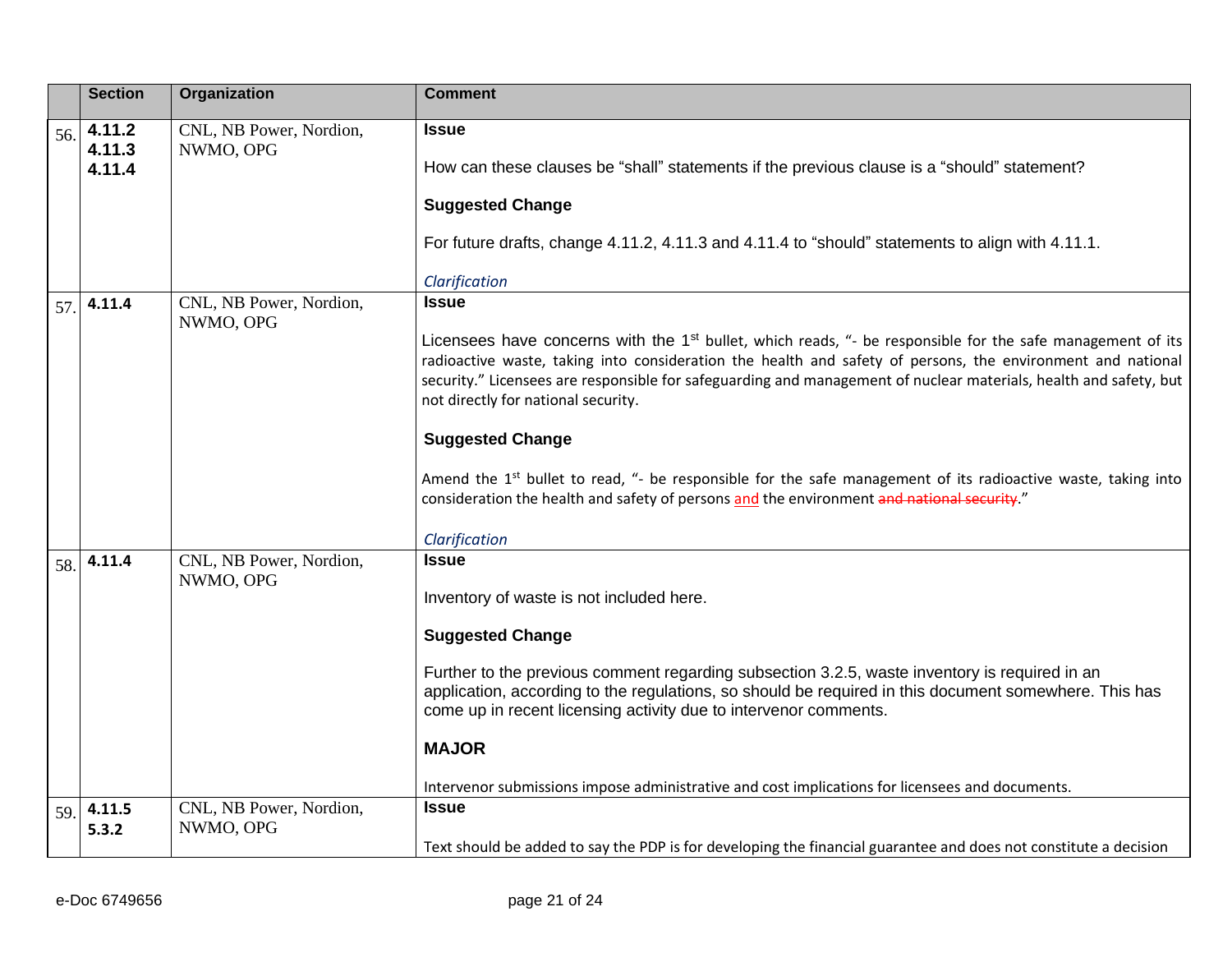| | Section | Organization | Comment |
|---|---|---|---|
| 56. | **4.11.2**<br>**4.11.3**<br>**4.11.4** | CNL, NB Power, Nordion, NWMO, OPG | **Issue**<br><br>How can these clauses be "shall" statements if the previous clause is a "should" statement?<br><br>**Suggested Change**<br><br>For future drafts, change 4.11.2, 4.11.3 and 4.11.4 to "should" statements to align with 4.11.1.<br><br>*Clarification* |
| 57. | **4.11.4** | CNL, NB Power, Nordion, NWMO, OPG | **Issue**<br><br>Licensees have concerns with the 1st bullet, which reads, "- be responsible for the safe management of its radioactive waste, taking into consideration the health and safety of persons, the environment and national security." Licensees are responsible for safeguarding and management of nuclear materials, health and safety, but not directly for national security.<br><br>**Suggested Change**<br><br>Amend the 1st bullet to read, "- be responsible for the safe management of its radioactive waste, taking into consideration the health and safety of persons and the environment ~~and national security~~."<br><br>*Clarification* |
| 58. | **4.11.4** | CNL, NB Power, Nordion, NWMO, OPG | **Issue**<br><br>Inventory of waste is not included here.<br><br>**Suggested Change**<br><br>Further to the previous comment regarding subsection 3.2.5, waste inventory is required in an application, according to the regulations, so should be required in this document somewhere. This has come up in recent licensing activity due to intervenor comments.<br><br>**MAJOR**<br><br>Intervenor submissions impose administrative and cost implications for licensees and documents. |
| 59. | **4.11.5**<br>**5.3.2** | CNL, NB Power, Nordion, NWMO, OPG | **Issue**<br><br>Text should be added to say the PDP is for developing the financial guarantee and does not constitute a decision |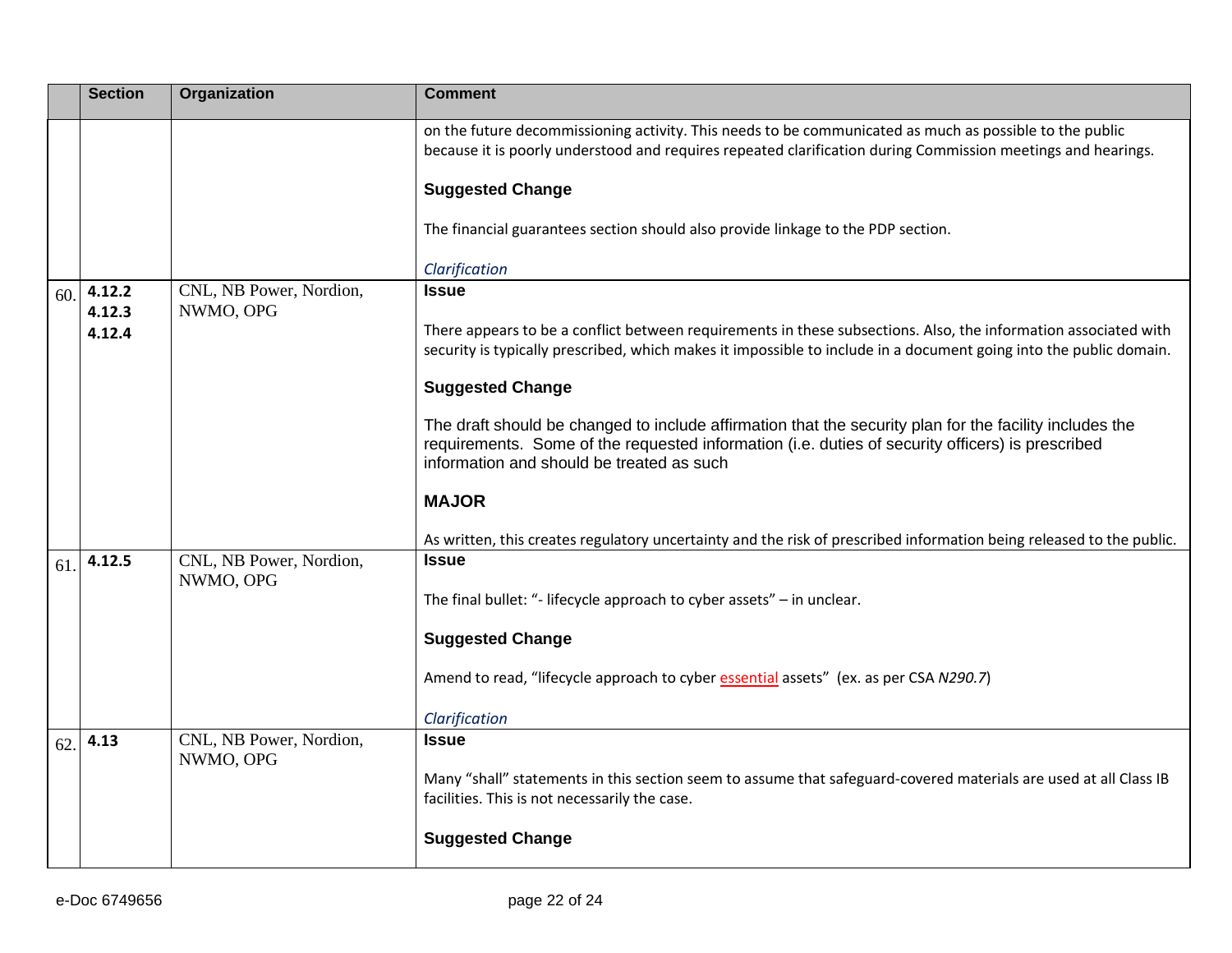| | Section | Organization | Comment |
|---|---|---|---|
| | | | on the future decommissioning activity. This needs to be communicated as much as possible to the public because it is poorly understood and requires repeated clarification during Commission meetings and hearings.<br><br>**Suggested Change**<br><br>The financial guarantees section should also provide linkage to the PDP section.<br><br>*Clarification* |
| 60. | **4.12.2**<br>**4.12.3**<br>**4.12.4** | CNL, NB Power, Nordion, NWMO, OPG | **Issue**<br><br>There appears to be a conflict between requirements in these subsections. Also, the information associated with security is typically prescribed, which makes it impossible to include in a document going into the public domain.<br><br>**Suggested Change**<br><br>The draft should be changed to include affirmation that the security plan for the facility includes the requirements. Some of the requested information (i.e. duties of security officers) is prescribed information and should be treated as such<br><br>**MAJOR**<br><br>As written, this creates regulatory uncertainty and the risk of prescribed information being released to the public. |
| 61. | **4.12.5** | CNL, NB Power, Nordion, NWMO, OPG | **Issue**<br><br>The final bullet: "- lifecycle approach to cyber assets" – in unclear.<br><br>**Suggested Change**<br><br>Amend to read, "lifecycle approach to cyber essential assets" (ex. as per CSA *N290.7*)<br><br>*Clarification* |
| 62. | **4.13** | CNL, NB Power, Nordion, NWMO, OPG | **Issue**<br><br>Many "shall" statements in this section seem to assume that safeguard-covered materials are used at all Class IB facilities. This is not necessarily the case.<br><br>**Suggested Change** |

e-Doc 6749656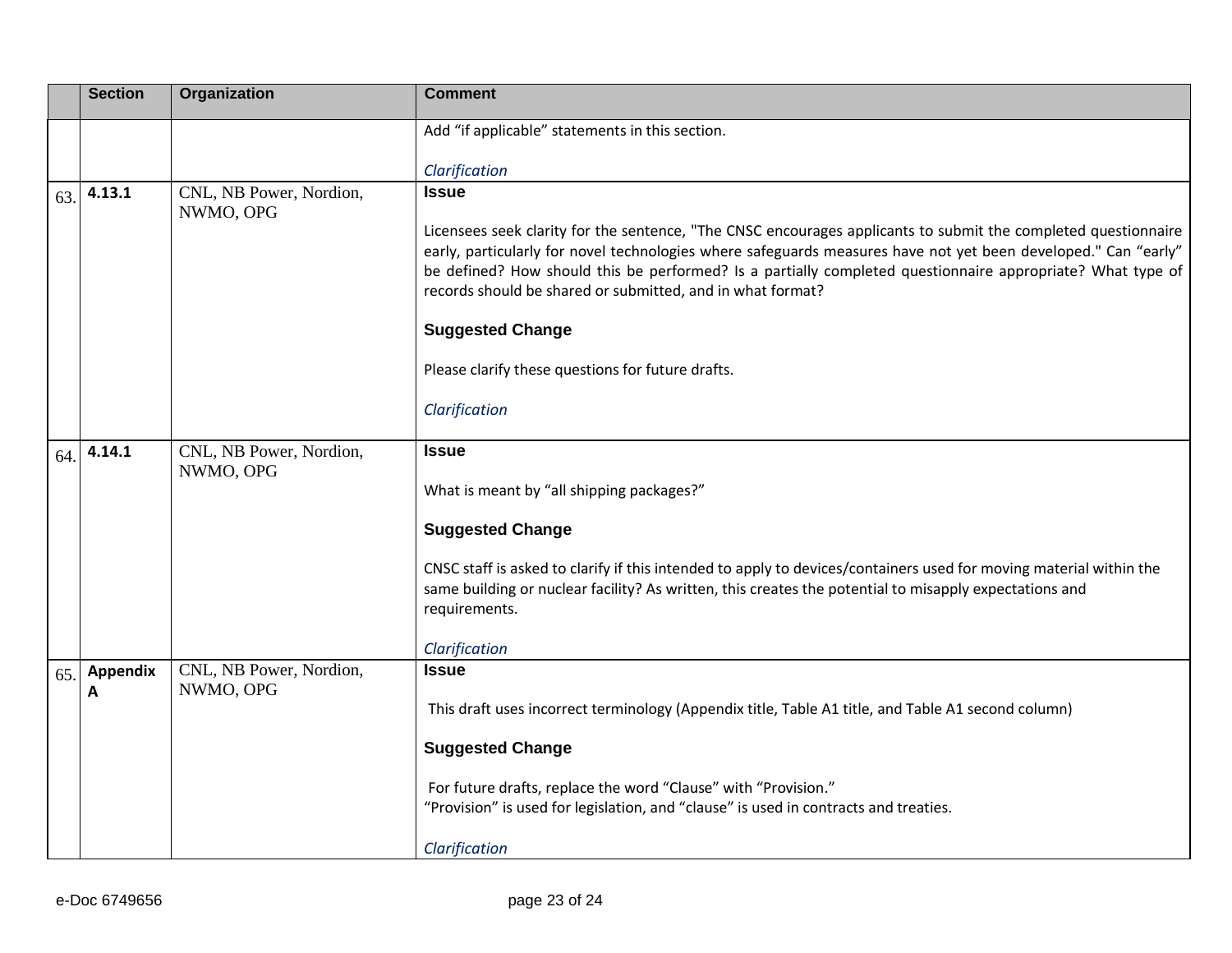| | Section | Organization | Comment |
|---|---|---|---|
| | | | Add “if applicable” statements in this section.<br><br>*Clarification* |
| 63. | **4.13.1** | CNL, NB Power, Nordion, NWMO, OPG | **Issue**<br><br>Licensees seek clarity for the sentence, "The CNSC encourages applicants to submit the completed questionnaire early, particularly for novel technologies where safeguards measures have not yet been developed." Can “early” be defined? How should this be performed? Is a partially completed questionnaire appropriate? What type of records should be shared or submitted, and in what format?<br><br>**Suggested Change**<br><br>Please clarify these questions for future drafts.<br><br>*Clarification* |
| 64. | **4.14.1** | CNL, NB Power, Nordion, NWMO, OPG | **Issue**<br><br>What is meant by “all shipping packages?”<br><br>**Suggested Change**<br><br>CNSC staff is asked to clarify if this intended to apply to devices/containers used for moving material within the same building or nuclear facility? As written, this creates the potential to misapply expectations and requirements.<br><br>*Clarification* |
| 65. | **Appendix A** | CNL, NB Power, Nordion, NWMO, OPG | **Issue**<br><br>This draft uses incorrect terminology (Appendix title, Table A1 title, and Table A1 second column)<br><br>**Suggested Change**<br><br>For future drafts, replace the word “Clause” with “Provision.”<br>“Provision” is used for legislation, and “clause” is used in contracts and treaties.<br><br>*Clarification* |

e-Doc 6749656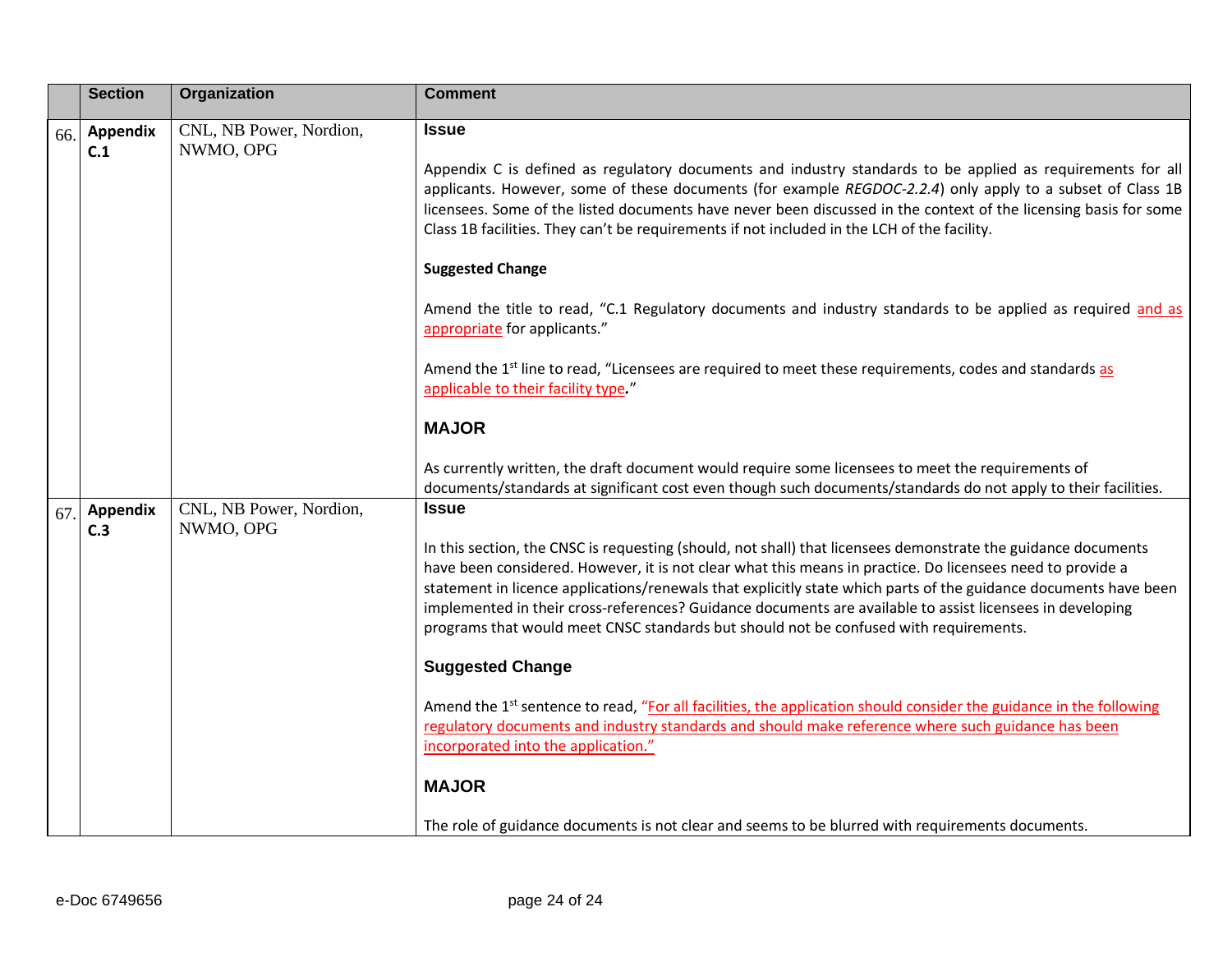| | Section | Organization | Comment |
|---|---|---|---|
| 66. | **Appendix C.1** | CNL, NB Power, Nordion, NWMO, OPG | **Issue**<br><br>Appendix C is defined as regulatory documents and industry standards to be applied as requirements for all applicants. However, some of these documents (for example *REGDOC-2.2.4*) only apply to a subset of Class 1B licensees. Some of the listed documents have never been discussed in the context of the licensing basis for some Class 1B facilities. They can't be requirements if not included in the LCH of the facility.<br><br>**Suggested Change**<br><br>Amend the title to read, "C.1 Regulatory documents and industry standards to be applied as required and as appropriate for applicants."<br><br>Amend the 1st line to read, "Licensees are required to meet these requirements, codes and standards as applicable to their facility type."<br><br>**MAJOR**<br><br>As currently written, the draft document would require some licensees to meet the requirements of documents/standards at significant cost even though such documents/standards do not apply to their facilities. |
| 67. | **Appendix C.3** | CNL, NB Power, Nordion, NWMO, OPG | **Issue**<br><br>In this section, the CNSC is requesting (should, not shall) that licensees demonstrate the guidance documents have been considered. However, it is not clear what this means in practice. Do licensees need to provide a statement in licence applications/renewals that explicitly state which parts of the guidance documents have been implemented in their cross-references? Guidance documents are available to assist licensees in developing programs that would meet CNSC standards but should not be confused with requirements.<br><br>**Suggested Change**<br><br>Amend the 1st sentence to read, "For all facilities, the application should consider the guidance in the following regulatory documents and industry standards and should make reference where such guidance has been incorporated into the application."<br><br>**MAJOR**<br><br>The role of guidance documents is not clear and seems to be blurred with requirements documents. |